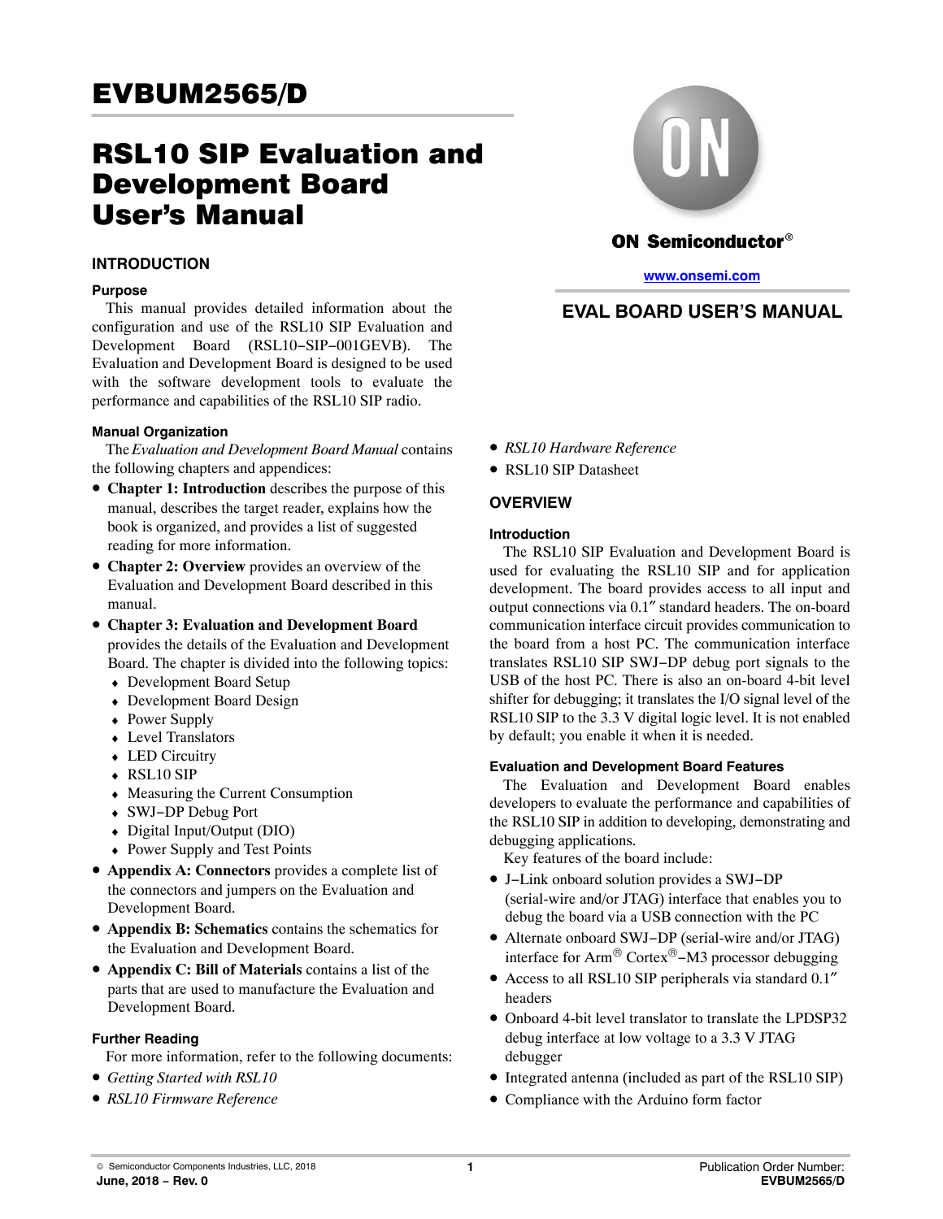# EVBUM2565/D

# RSL10 SIP Evaluation and Development Board User's Manual

ON Semiconductor®

www.onsemi.com

## EVAL BOARD USER'S MANUAL

## INTRODUCTION

### Purpose

This manual provides detailed information about the configuration and use of the RSL10 SIP Evaluation and Development Board (RSL10−SIP−001GEVB). The Evaluation and Development Board is designed to be used with the software development tools to evaluate the performance and capabilities of the RSL10 SIP radio.

### Manual Organization

The *Evaluation and Development Board Manual* contains the following chapters and appendices:

- **Chapter 1: Introduction** describes the purpose of this manual, describes the target reader, explains how the book is organized, and provides a list of suggested reading for more information.
- **Chapter 2: Overview** provides an overview of the Evaluation and Development Board described in this manual.
- **Chapter 3: Evaluation and Development Board** provides the details of the Evaluation and Development Board. The chapter is divided into the following topics:
  - Development Board Setup
  - Development Board Design
  - Power Supply
  - Level Translators
  - LED Circuitry
  - RSL10 SIP
  - Measuring the Current Consumption
  - SWJ−DP Debug Port
  - Digital Input/Output (DIO)
  - Power Supply and Test Points
- **Appendix A: Connectors** provides a complete list of the connectors and jumpers on the Evaluation and Development Board.
- **Appendix B: Schematics** contains the schematics for the Evaluation and Development Board.
- **Appendix C: Bill of Materials** contains a list of the parts that are used to manufacture the Evaluation and Development Board.

### Further Reading

For more information, refer to the following documents:

- *Getting Started with RSL10*
- *RSL10 Firmware Reference*
- *RSL10 Hardware Reference*
- RSL10 SIP Datasheet

## OVERVIEW

### Introduction

The RSL10 SIP Evaluation and Development Board is used for evaluating the RSL10 SIP and for application development. The board provides access to all input and output connections via 0.1″ standard headers. The on-board communication interface circuit provides communication to the board from a host PC. The communication interface translates RSL10 SIP SWJ−DP debug port signals to the USB of the host PC. There is also an on-board 4-bit level shifter for debugging; it translates the I/O signal level of the RSL10 SIP to the 3.3 V digital logic level. It is not enabled by default; you enable it when it is needed.

### Evaluation and Development Board Features

The Evaluation and Development Board enables developers to evaluate the performance and capabilities of the RSL10 SIP in addition to developing, demonstrating and debugging applications.

Key features of the board include:

- J−Link onboard solution provides a SWJ−DP (serial-wire and/or JTAG) interface that enables you to debug the board via a USB connection with the PC
- Alternate onboard SWJ−DP (serial-wire and/or JTAG) interface for Arm® Cortex®−M3 processor debugging
- Access to all RSL10 SIP peripherals via standard 0.1″ headers
- Onboard 4-bit level translator to translate the LPDSP32 debug interface at low voltage to a 3.3 V JTAG debugger
- Integrated antenna (included as part of the RSL10 SIP)
- Compliance with the Arduino form factor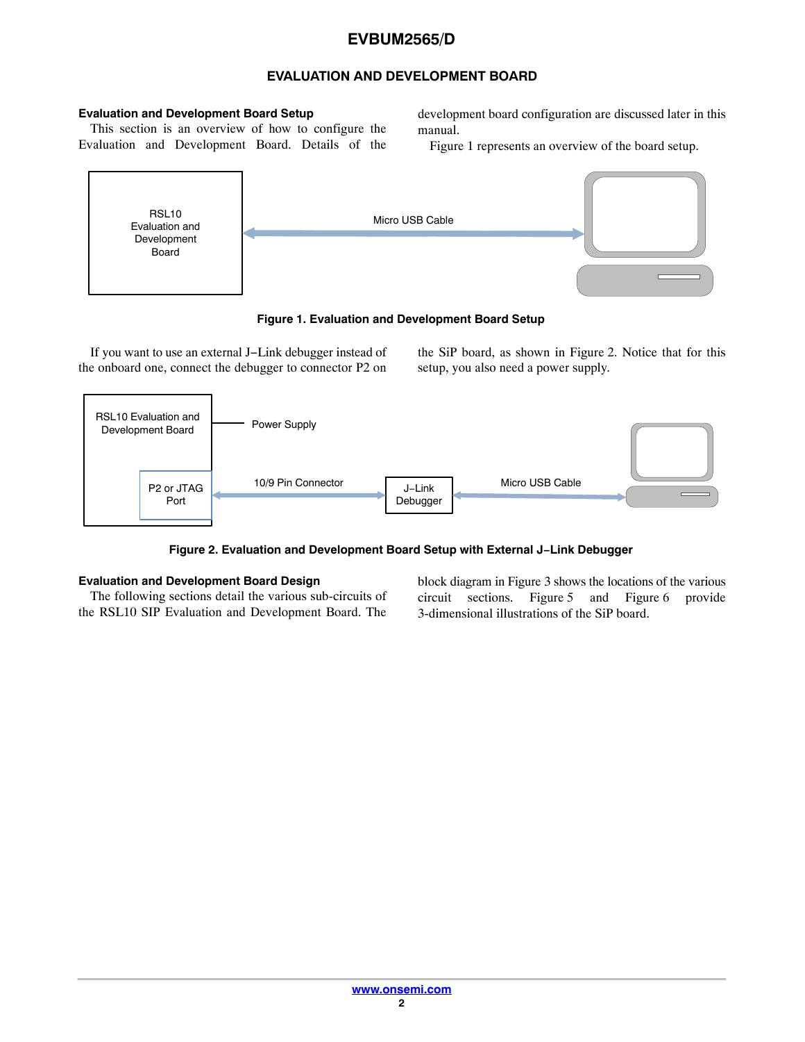## EVALUATION AND DEVELOPMENT BOARD

### Evaluation and Development Board Setup

This section is an overview of how to configure the Evaluation and Development Board. Details of the development board configuration are discussed later in this manual.

Figure 1 represents an overview of the board setup.

RSL10 Evaluation and Development Board

Micro USB Cable

**Figure 1. Evaluation and Development Board Setup**

If you want to use an external J−Link debugger instead of the onboard one, connect the debugger to connector P2 on the SiP board, as shown in Figure 2. Notice that for this setup, you also need a power supply.

RSL10 Evaluation and Development Board

Power Supply

P2 or JTAG Port

10/9 Pin Connector

J−Link Debugger

Micro USB Cable

**Figure 2. Evaluation and Development Board Setup with External J−Link Debugger**

### Evaluation and Development Board Design

The following sections detail the various sub-circuits of the RSL10 SIP Evaluation and Development Board. The block diagram in Figure 3 shows the locations of the various circuit sections. Figure 5 and Figure 6 provide 3-dimensional illustrations of the SiP board.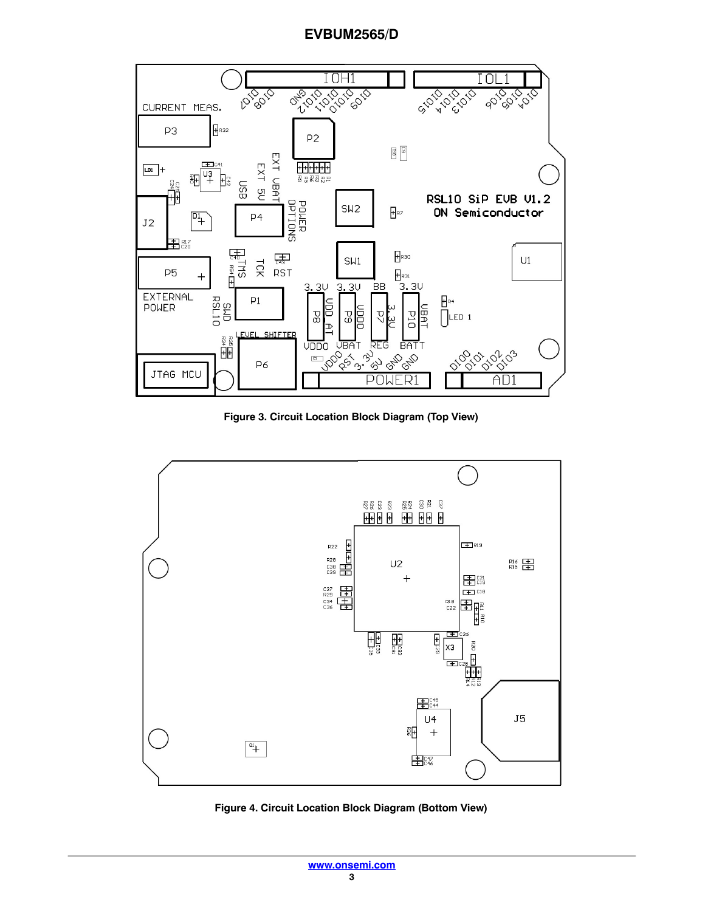Figure 3. Circuit Location Block Diagram (Top View)

Figure 4. Circuit Location Block Diagram (Bottom View)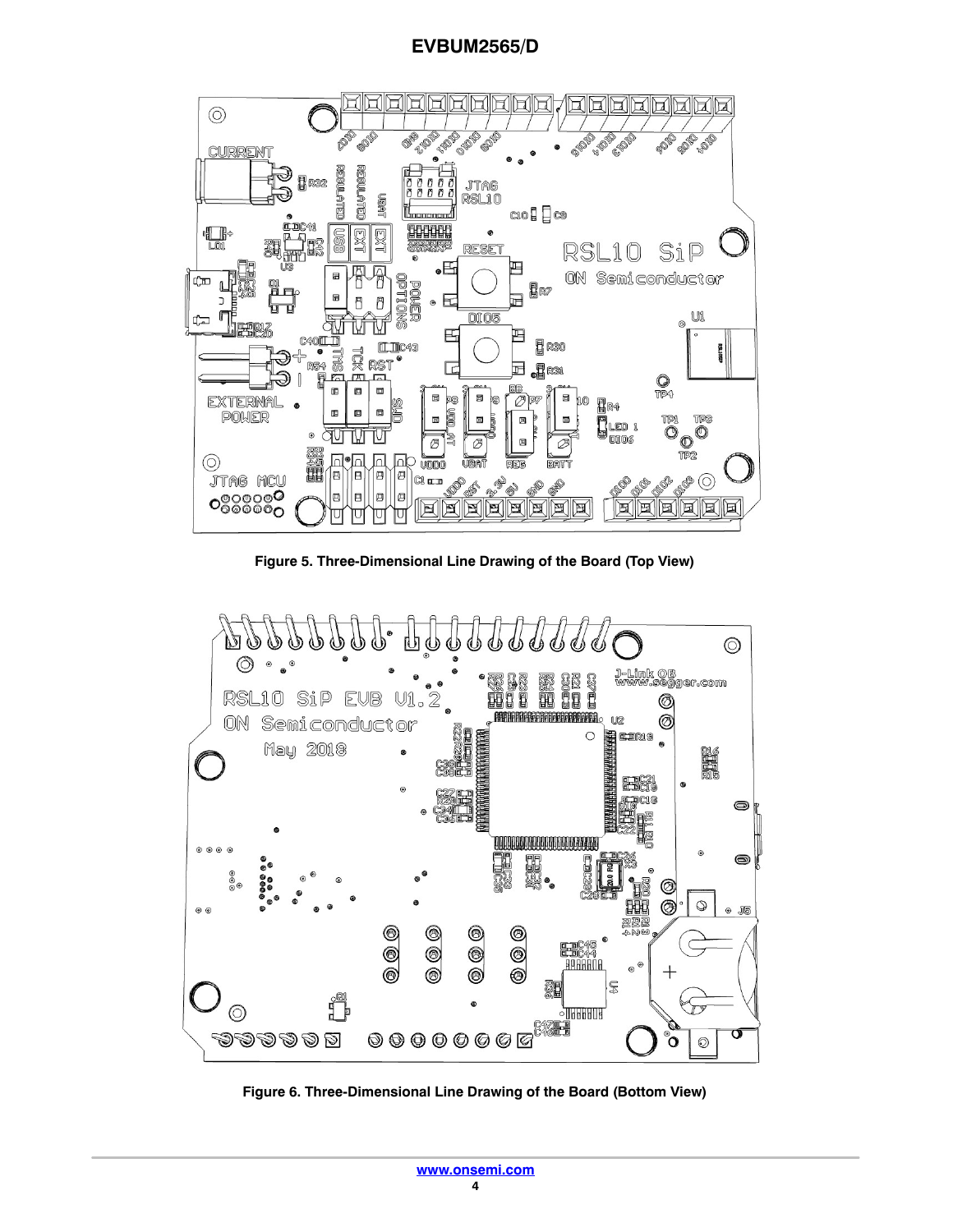Figure 5. Three-Dimensional Line Drawing of the Board (Top View)

Figure 6. Three-Dimensional Line Drawing of the Board (Bottom View)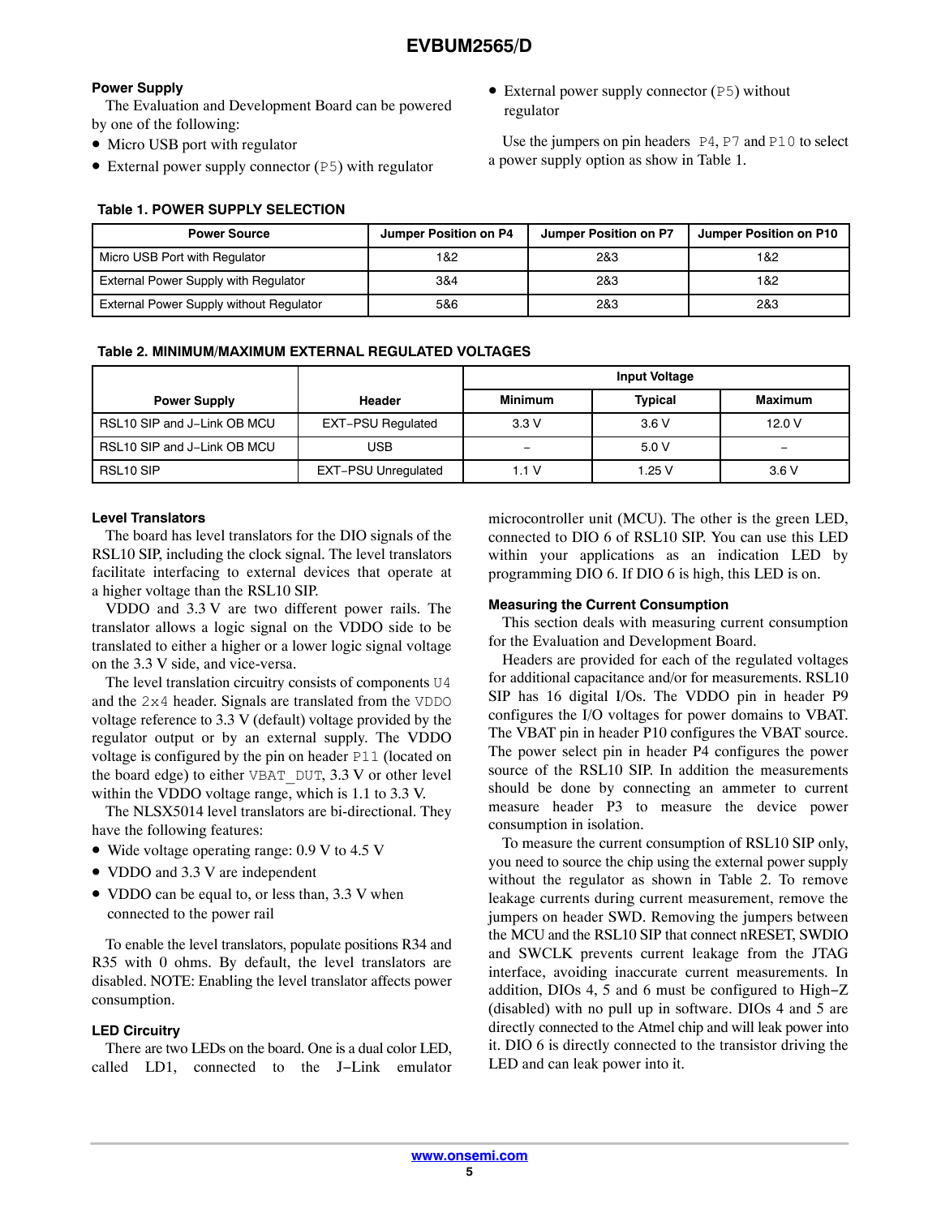## Power Supply

The Evaluation and Development Board can be powered by one of the following:

- Micro USB port with regulator
- External power supply connector (P5) with regulator
- External power supply connector (P5) without regulator

Use the jumpers on pin headers P4, P7 and P10 to select a power supply option as show in Table 1.

**Table 1. POWER SUPPLY SELECTION**

| Power Source | Jumper Position on P4 | Jumper Position on P7 | Jumper Position on P10 |
| --- | --- | --- | --- |
| Micro USB Port with Regulator | 1&2 | 2&3 | 1&2 |
| External Power Supply with Regulator | 3&4 | 2&3 | 1&2 |
| External Power Supply without Regulator | 5&6 | 2&3 | 2&3 |

**Table 2. MINIMUM/MAXIMUM EXTERNAL REGULATED VOLTAGES**

| Power Supply | Header | Input Voltage | | |
| --- | --- | --- | --- | --- |
| | | Minimum | Typical | Maximum |
| RSL10 SIP and J−Link OB MCU | EXT−PSU Regulated | 3.3 V | 3.6 V | 12.0 V |
| RSL10 SIP and J−Link OB MCU | USB | – | 5.0 V | – |
| RSL10 SIP | EXT−PSU Unregulated | 1.1 V | 1.25 V | 3.6 V |

## Level Translators

The board has level translators for the DIO signals of the RSL10 SIP, including the clock signal. The level translators facilitate interfacing to external devices that operate at a higher voltage than the RSL10 SIP.

VDDO and 3.3 V are two different power rails. The translator allows a logic signal on the VDDO side to be translated to either a higher or a lower logic signal voltage on the 3.3 V side, and vice-versa.

The level translation circuitry consists of components U4 and the 2x4 header. Signals are translated from the VDDO voltage reference to 3.3 V (default) voltage provided by the regulator output or by an external supply. The VDDO voltage is configured by the pin on header P11 (located on the board edge) to either VBAT_DUT, 3.3 V or other level within the VDDO voltage range, which is 1.1 to 3.3 V.

The NLSX5014 level translators are bi-directional. They have the following features:

- Wide voltage operating range: 0.9 V to 4.5 V
- VDDO and 3.3 V are independent
- VDDO can be equal to, or less than, 3.3 V when connected to the power rail

To enable the level translators, populate positions R34 and R35 with 0 ohms. By default, the level translators are disabled. NOTE: Enabling the level translator affects power consumption.

## LED Circuitry

There are two LEDs on the board. One is a dual color LED, called LD1, connected to the J−Link emulator microcontroller unit (MCU). The other is the green LED, connected to DIO 6 of RSL10 SIP. You can use this LED within your applications as an indication LED by programming DIO 6. If DIO 6 is high, this LED is on.

## Measuring the Current Consumption

This section deals with measuring current consumption for the Evaluation and Development Board.

Headers are provided for each of the regulated voltages for additional capacitance and/or for measurements. RSL10 SIP has 16 digital I/Os. The VDDO pin in header P9 configures the I/O voltages for power domains to VBAT. The VBAT pin in header P10 configures the VBAT source. The power select pin in header P4 configures the power source of the RSL10 SIP. In addition the measurements should be done by connecting an ammeter to current measure header P3 to measure the device power consumption in isolation.

To measure the current consumption of RSL10 SIP only, you need to source the chip using the external power supply without the regulator as shown in Table 2. To remove leakage currents during current measurement, remove the jumpers on header SWD. Removing the jumpers between the MCU and the RSL10 SIP that connect nRESET, SWDIO and SWCLK prevents current leakage from the JTAG interface, avoiding inaccurate current measurements. In addition, DIOs 4, 5 and 6 must be configured to High−Z (disabled) with no pull up in software. DIOs 4 and 5 are directly connected to the Atmel chip and will leak power into it. DIO 6 is directly connected to the transistor driving the LED and can leak power into it.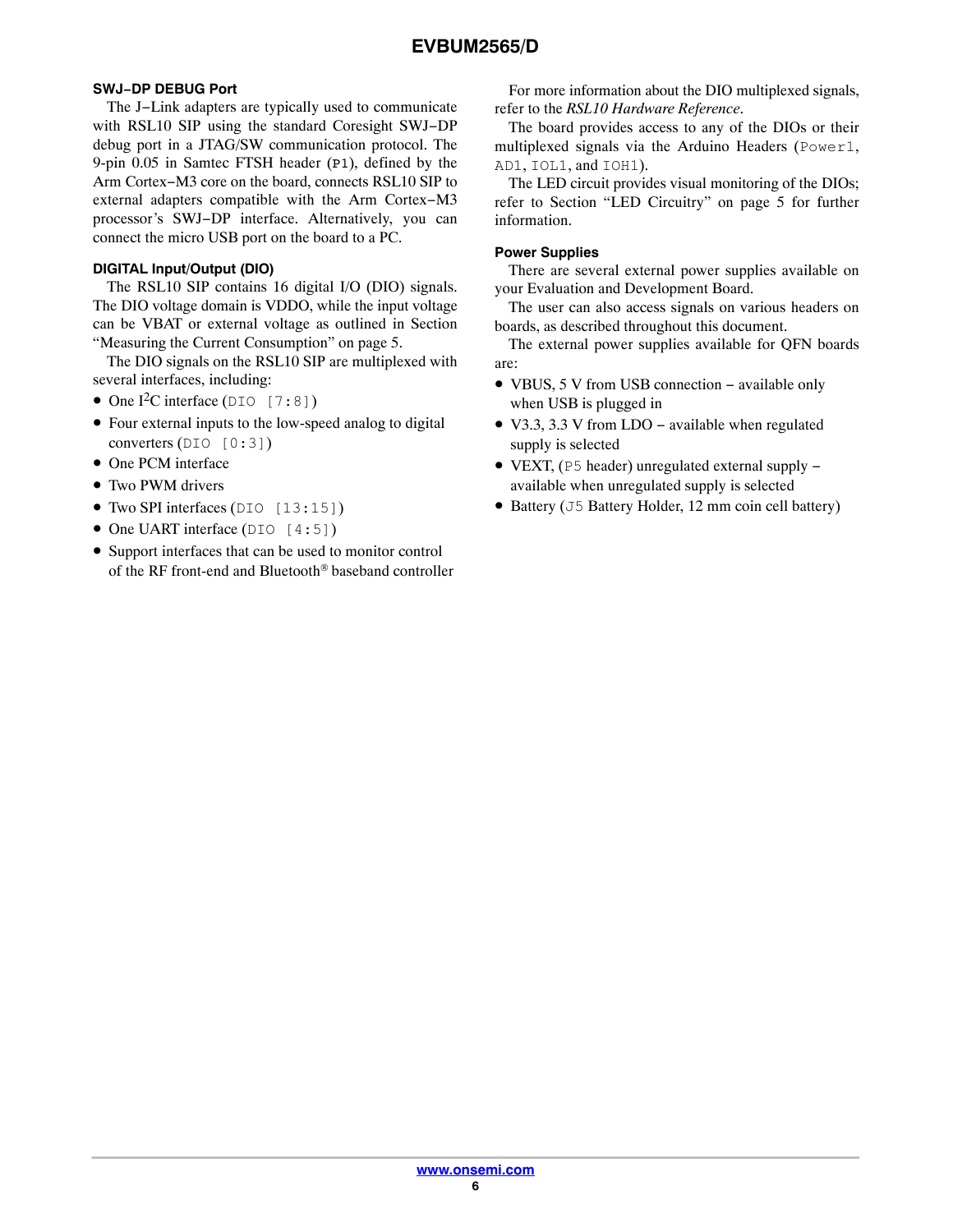### SWJ−DP DEBUG Port

The J−Link adapters are typically used to communicate with RSL10 SIP using the standard Coresight SWJ−DP debug port in a JTAG/SW communication protocol. The 9-pin 0.05 in Samtec FTSH header (`P1`), defined by the Arm Cortex−M3 core on the board, connects RSL10 SIP to external adapters compatible with the Arm Cortex−M3 processor's SWJ−DP interface. Alternatively, you can connect the micro USB port on the board to a PC.

### DIGITAL Input/Output (DIO)

The RSL10 SIP contains 16 digital I/O (DIO) signals. The DIO voltage domain is VDDO, while the input voltage can be VBAT or external voltage as outlined in Section "Measuring the Current Consumption" on page 5.

The DIO signals on the RSL10 SIP are multiplexed with several interfaces, including:

- One I$^2$C interface (`DIO [7:8]`)
- Four external inputs to the low-speed analog to digital converters (`DIO [0:3]`)
- One PCM interface
- Two PWM drivers
- Two SPI interfaces (`DIO [13:15]`)
- One UART interface (`DIO [4:5]`)
- Support interfaces that can be used to monitor control of the RF front-end and Bluetooth® baseband controller

For more information about the DIO multiplexed signals, refer to the *RSL10 Hardware Reference*.

The board provides access to any of the DIOs or their multiplexed signals via the Arduino Headers (`Power1`, `AD1`, `IOL1`, and `IOH1`).

The LED circuit provides visual monitoring of the DIOs; refer to Section "LED Circuitry" on page 5 for further information.

### Power Supplies

There are several external power supplies available on your Evaluation and Development Board.

The user can also access signals on various headers on boards, as described throughout this document.

The external power supplies available for QFN boards are:

- VBUS, 5 V from USB connection − available only when USB is plugged in
- V3.3, 3.3 V from LDO − available when regulated supply is selected
- VEXT, (`P5` header) unregulated external supply − available when unregulated supply is selected
- Battery (`J5` Battery Holder, 12 mm coin cell battery)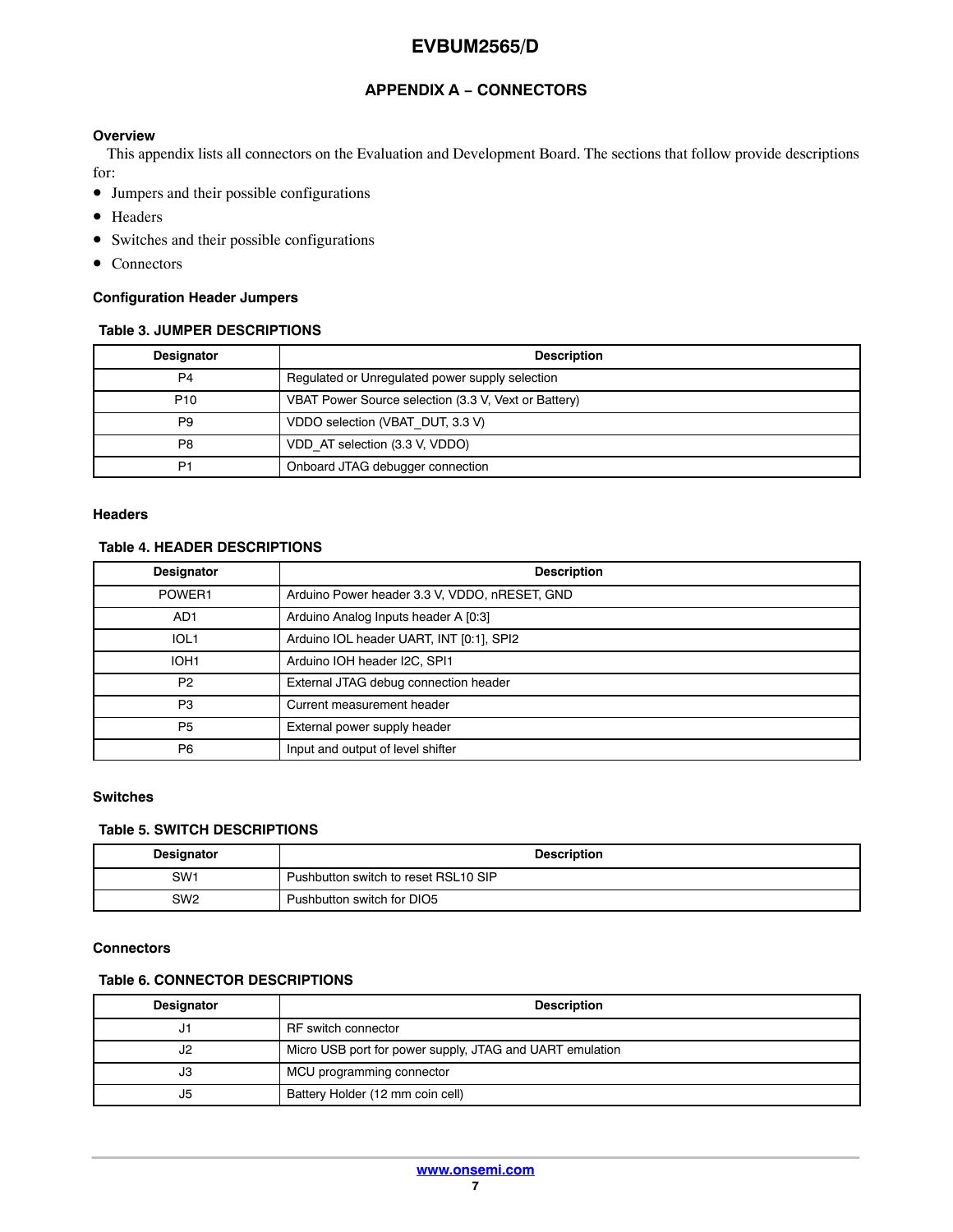## APPENDIX A − CONNECTORS

### Overview

This appendix lists all connectors on the Evaluation and Development Board. The sections that follow provide descriptions for:

- Jumpers and their possible configurations
- Headers
- Switches and their possible configurations
- Connectors

### Configuration Header Jumpers

**Table 3. JUMPER DESCRIPTIONS**

| Designator | Description |
|---|---|
| P4 | Regulated or Unregulated power supply selection |
| P10 | VBAT Power Source selection (3.3 V, Vext or Battery) |
| P9 | VDDO selection (VBAT_DUT, 3.3 V) |
| P8 | VDD_AT selection (3.3 V, VDDO) |
| P1 | Onboard JTAG debugger connection |

### Headers

**Table 4. HEADER DESCRIPTIONS**

| Designator | Description |
|---|---|
| POWER1 | Arduino Power header 3.3 V, VDDO, nRESET, GND |
| AD1 | Arduino Analog Inputs header A [0:3] |
| IOL1 | Arduino IOL header UART, INT [0:1], SPI2 |
| IOH1 | Arduino IOH header I2C, SPI1 |
| P2 | External JTAG debug connection header |
| P3 | Current measurement header |
| P5 | External power supply header |
| P6 | Input and output of level shifter |

### Switches

**Table 5. SWITCH DESCRIPTIONS**

| Designator | Description |
|---|---|
| SW1 | Pushbutton switch to reset RSL10 SIP |
| SW2 | Pushbutton switch for DIO5 |

### Connectors

**Table 6. CONNECTOR DESCRIPTIONS**

| Designator | Description |
|---|---|
| J1 | RF switch connector |
| J2 | Micro USB port for power supply, JTAG and UART emulation |
| J3 | MCU programming connector |
| J5 | Battery Holder (12 mm coin cell) |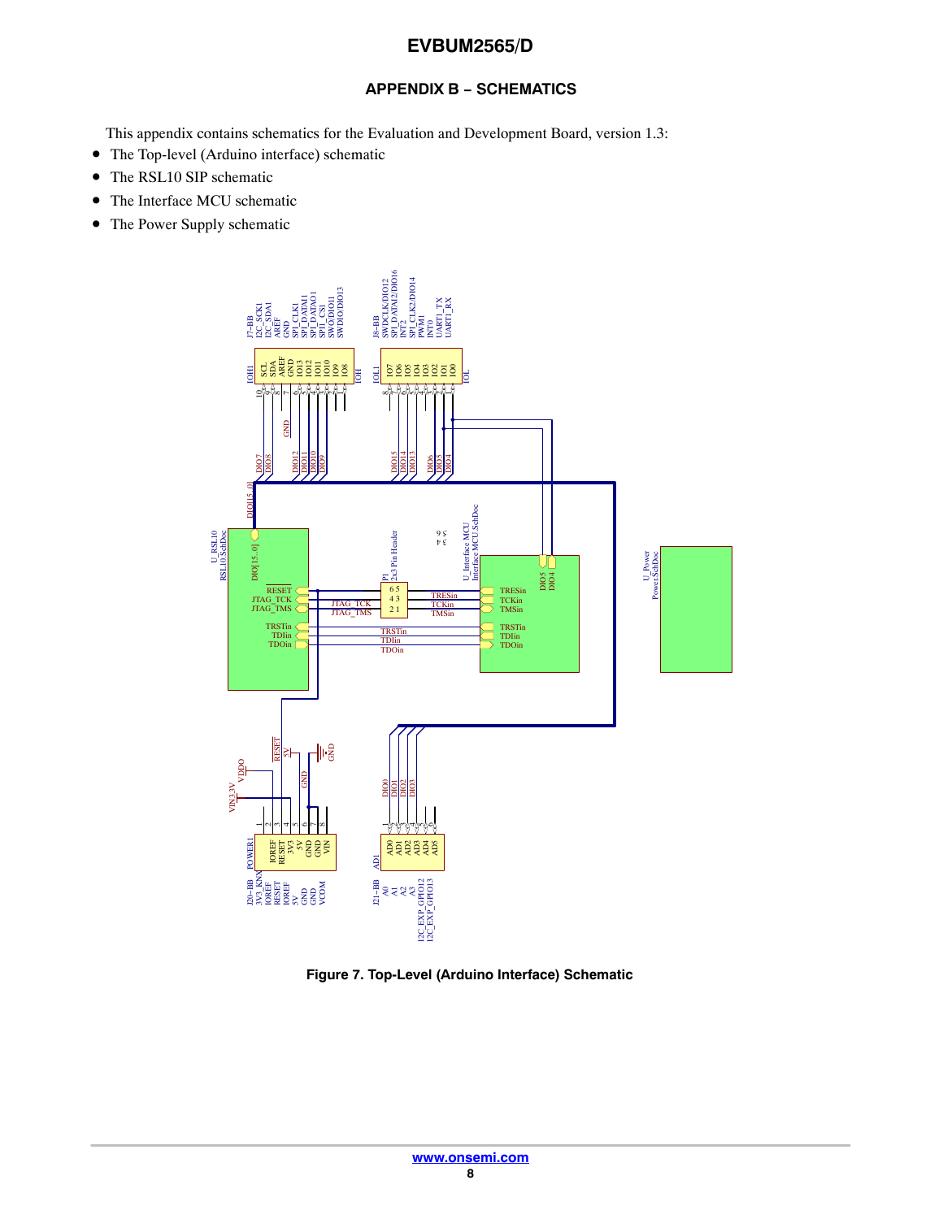## APPENDIX B – SCHEMATICS

This appendix contains schematics for the Evaluation and Development Board, version 1.3:

- The Top-level (Arduino interface) schematic
- The RSL10 SIP schematic
- The Interface MCU schematic
- The Power Supply schematic

Figure 7. Top-Level (Arduino Interface) Schematic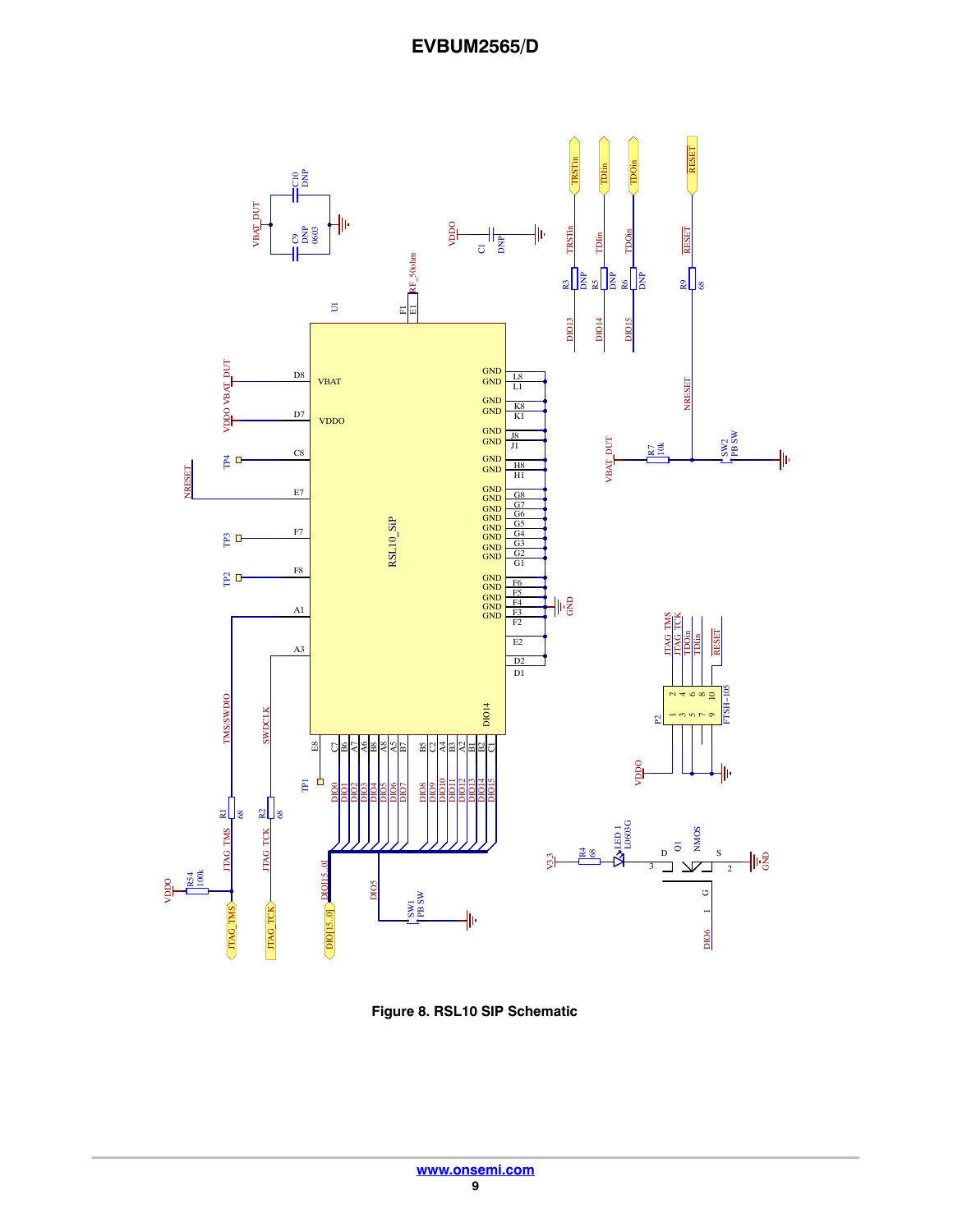Figure 8. RSL10 SIP Schematic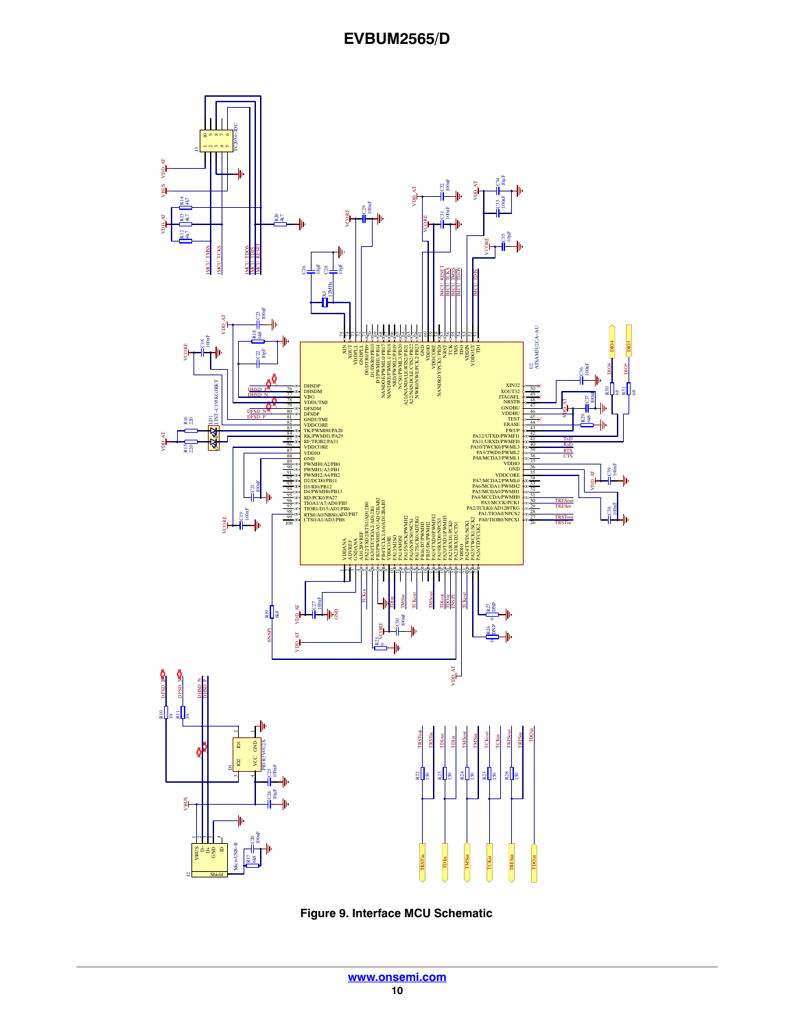**Figure 9. Interface MCU Schematic**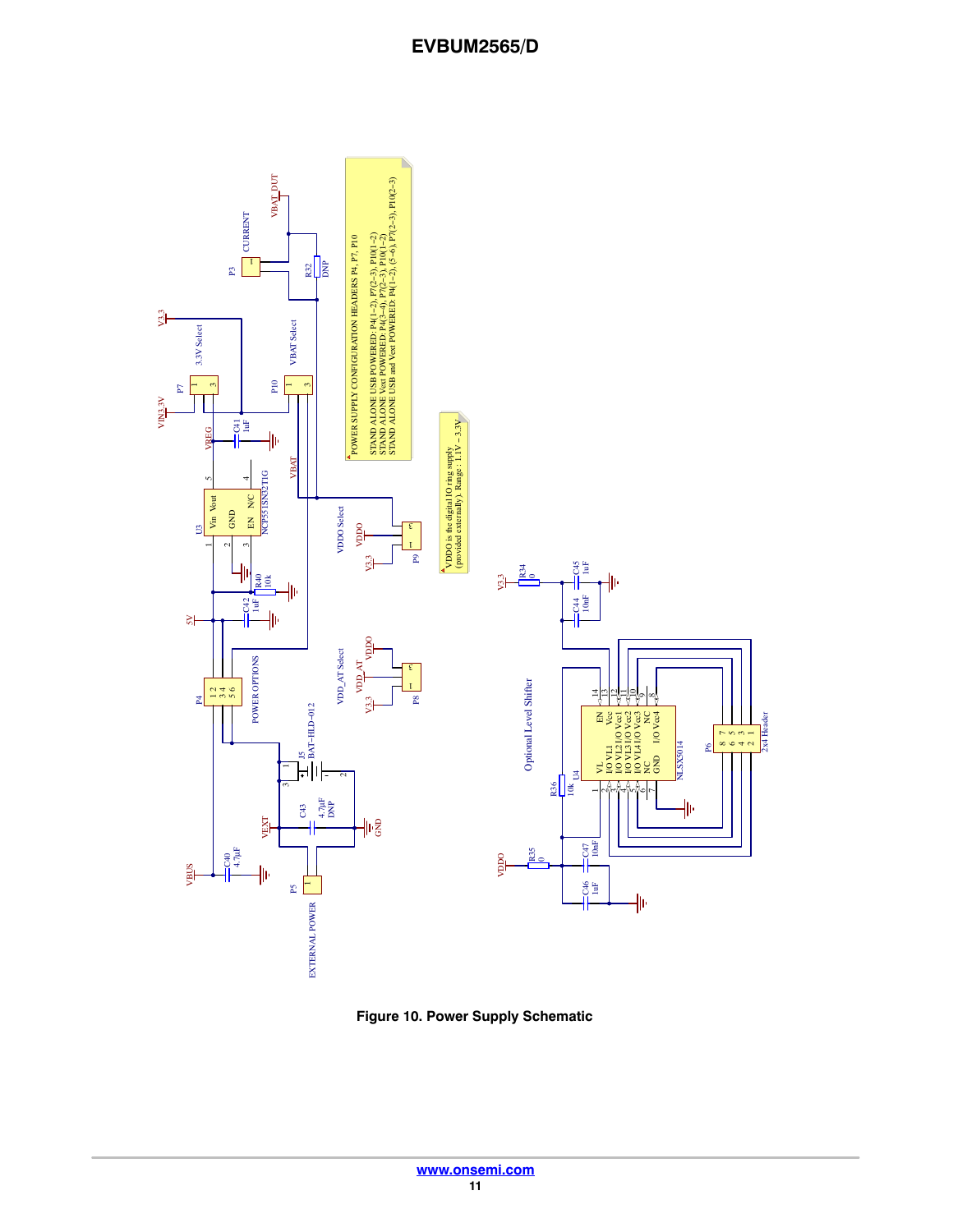POWER SUPPLY CONFIGURATION HEADERS P4, P7, P10

STAND ALONE USB POWERED: P4(1–2), P7(2–3), P10(1–2)
STAND ALONE Vext POWERED: P4(3–4), P7(2–3), P10(1–2)
STAND ALONE USB and Vext POWERED: P4(1–2), (5–6), P7(2–3), P10(2–3)

VDDO is the digital IO ring supply (provided externally). Range: 1.1V – 3.3V

Figure 10. Power Supply Schematic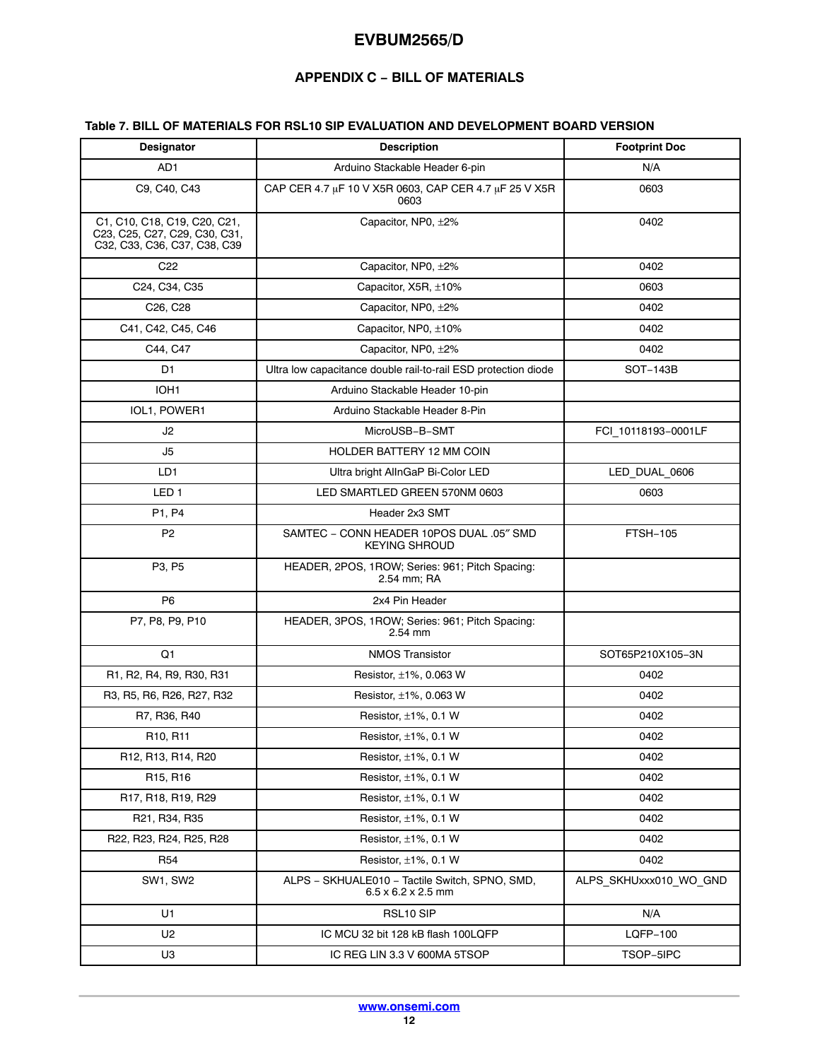## APPENDIX C – BILL OF MATERIALS

**Table 7. BILL OF MATERIALS FOR RSL10 SIP EVALUATION AND DEVELOPMENT BOARD VERSION**

| Designator | Description | Footprint Doc |
|---|---|---|
| AD1 | Arduino Stackable Header 6-pin | N/A |
| C9, C40, C43 | CAP CER 4.7 μF 10 V X5R 0603, CAP CER 4.7 μF 25 V X5R 0603 | 0603 |
| C1, C10, C18, C19, C20, C21, C23, C25, C27, C29, C30, C31, C32, C33, C36, C37, C38, C39 | Capacitor, NP0, ±2% | 0402 |
| C22 | Capacitor, NP0, ±2% | 0402 |
| C24, C34, C35 | Capacitor, X5R, ±10% | 0603 |
| C26, C28 | Capacitor, NP0, ±2% | 0402 |
| C41, C42, C45, C46 | Capacitor, NP0, ±10% | 0402 |
| C44, C47 | Capacitor, NP0, ±2% | 0402 |
| D1 | Ultra low capacitance double rail-to-rail ESD protection diode | SOT−143B |
| IOH1 | Arduino Stackable Header 10-pin | |
| IOL1, POWER1 | Arduino Stackable Header 8-Pin | |
| J2 | MicroUSB−B−SMT | FCI_10118193−0001LF |
| J5 | HOLDER BATTERY 12 MM COIN | |
| LD1 | Ultra bright AlInGaP Bi-Color LED | LED_DUAL_0606 |
| LED 1 | LED SMARTLED GREEN 570NM 0603 | 0603 |
| P1, P4 | Header 2x3 SMT | |
| P2 | SAMTEC − CONN HEADER 10POS DUAL .05″ SMD KEYING SHROUD | FTSH−105 |
| P3, P5 | HEADER, 2POS, 1ROW; Series: 961; Pitch Spacing: 2.54 mm; RA | |
| P6 | 2x4 Pin Header | |
| P7, P8, P9, P10 | HEADER, 3POS, 1ROW; Series: 961; Pitch Spacing: 2.54 mm | |
| Q1 | NMOS Transistor | SOT65P210X105−3N |
| R1, R2, R4, R9, R30, R31 | Resistor, ±1%, 0.063 W | 0402 |
| R3, R5, R6, R26, R27, R32 | Resistor, ±1%, 0.063 W | 0402 |
| R7, R36, R40 | Resistor, ±1%, 0.1 W | 0402 |
| R10, R11 | Resistor, ±1%, 0.1 W | 0402 |
| R12, R13, R14, R20 | Resistor, ±1%, 0.1 W | 0402 |
| R15, R16 | Resistor, ±1%, 0.1 W | 0402 |
| R17, R18, R19, R29 | Resistor, ±1%, 0.1 W | 0402 |
| R21, R34, R35 | Resistor, ±1%, 0.1 W | 0402 |
| R22, R23, R24, R25, R28 | Resistor, ±1%, 0.1 W | 0402 |
| R54 | Resistor, ±1%, 0.1 W | 0402 |
| SW1, SW2 | ALPS − SKHUALE010 − Tactile Switch, SPNO, SMD, 6.5 x 6.2 x 2.5 mm | ALPS_SKHUxxx010_WO_GND |
| U1 | RSL10 SIP | N/A |
| U2 | IC MCU 32 bit 128 kB flash 100LQFP | LQFP−100 |
| U3 | IC REG LIN 3.3 V 600MA 5TSOP | TSOP−5IPC |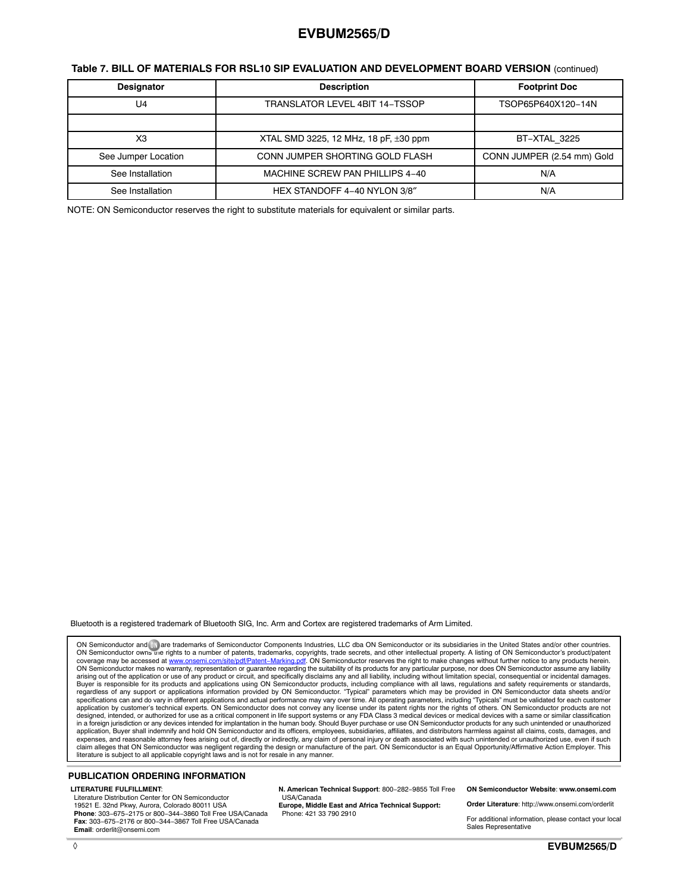**Table 7. BILL OF MATERIALS FOR RSL10 SIP EVALUATION AND DEVELOPMENT BOARD VERSION** (continued)

| Designator | Description | Footprint Doc |
|---|---|---|
| U4 | TRANSLATOR LEVEL 4BIT 14−TSSOP | TSOP65P640X120−14N |
| | | |
| X3 | XTAL SMD 3225, 12 MHz, 18 pF, ±30 ppm | BT−XTAL_3225 |
| See Jumper Location | CONN JUMPER SHORTING GOLD FLASH | CONN JUMPER (2.54 mm) Gold |
| See Installation | MACHINE SCREW PAN PHILLIPS 4−40 | N/A |
| See Installation | HEX STANDOFF 4−40 NYLON 3/8″ | N/A |

NOTE: ON Semiconductor reserves the right to substitute materials for equivalent or similar parts.

Bluetooth is a registered trademark of Bluetooth SIG, Inc. Arm and Cortex are registered trademarks of Arm Limited.

ON Semiconductor and ON are trademarks of Semiconductor Components Industries, LLC dba ON Semiconductor or its subsidiaries in the United States and/or other countries. ON Semiconductor owns the rights to a number of patents, trademarks, copyrights, trade secrets, and other intellectual property. A listing of ON Semiconductor's product/patent coverage may be accessed at www.onsemi.com/site/pdf/Patent−Marking.pdf. ON Semiconductor reserves the right to make changes without further notice to any products herein. ON Semiconductor makes no warranty, representation or guarantee regarding the suitability of its products for any particular purpose, nor does ON Semiconductor assume any liability arising out of the application or use of any product or circuit, and specifically disclaims any and all liability, including without limitation special, consequential or incidental damages. Buyer is responsible for its products and applications using ON Semiconductor products, including compliance with all laws, regulations and safety requirements or standards, regardless of any support or applications information provided by ON Semiconductor. "Typical" parameters which may be provided in ON Semiconductor data sheets and/or specifications can and do vary in different applications and actual performance may vary over time. All operating parameters, including "Typicals" must be validated for each customer application by customer's technical experts. ON Semiconductor does not convey any license under its patent rights nor the rights of others. ON Semiconductor products are not designed, intended, or authorized for use as a critical component in life support systems or any FDA Class 3 medical devices or medical devices with a same or similar classification in a foreign jurisdiction or any devices intended for implantation in the human body. Should Buyer purchase or use ON Semiconductor products for any such unintended or unauthorized application, Buyer shall indemnify and hold ON Semiconductor and its officers, employees, subsidiaries, affiliates, and distributors harmless against all claims, costs, damages, and expenses, and reasonable attorney fees arising out of, directly or indirectly, any claim of personal injury or death associated with such unintended or unauthorized use, even if such claim alleges that ON Semiconductor was negligent regarding the design or manufacture of the part. ON Semiconductor is an Equal Opportunity/Affirmative Action Employer. This literature is subject to all applicable copyright laws and is not for resale in any manner.

## PUBLICATION ORDERING INFORMATION

**LITERATURE FULFILLMENT**:
Literature Distribution Center for ON Semiconductor
19521 E. 32nd Pkwy, Aurora, Colorado 80011 USA
**Phone**: 303−675−2175 or 800−344−3860 Toll Free USA/Canada
**Fax**: 303−675−2176 or 800−344−3867 Toll Free USA/Canada
**Email**: orderlit@onsemi.com

**N. American Technical Support**: 800−282−9855 Toll Free USA/Canada
**Europe, Middle East and Africa Technical Support:**
Phone: 421 33 790 2910

**ON Semiconductor Website**: **www.onsemi.com**

**Order Literature**: http://www.onsemi.com/orderlit

For additional information, please contact your local Sales Representative